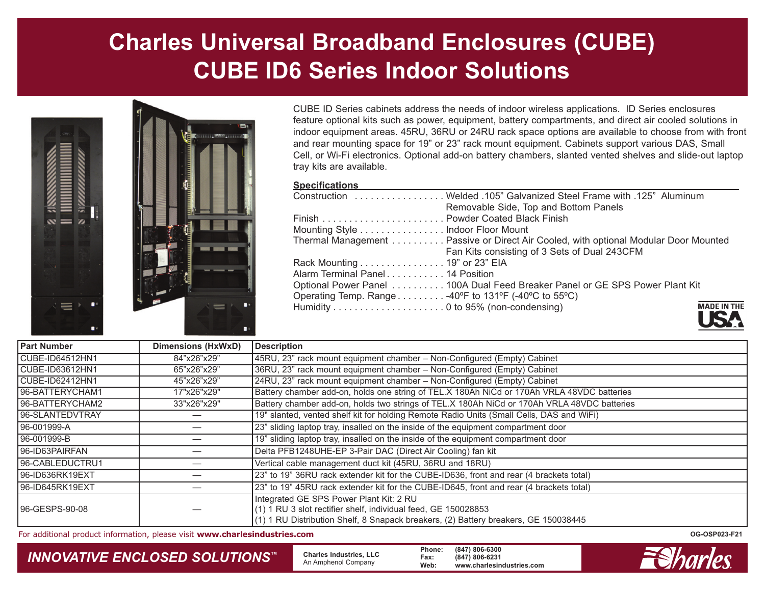# Charles Universal Broadband Enclosures (CUBE)
# CUBE ID6 Series Indoor Solutions

CUBE ID Series cabinets address the needs of indoor wireless applications. ID Series enclosures feature optional kits such as power, equipment, battery compartments, and direct air cooled solutions in indoor equipment areas. 45RU, 36RU or 24RU rack space options are available to choose from with front and rear mounting space for 19" or 23" rack mount equipment. Cabinets support various DAS, Small Cell, or Wi-Fi electronics. Optional add-on battery chambers, slanted vented shelves and slide-out laptop tray kits are available.

## Specifications

| | |
|---|---|
| Construction | Welded .105" Galvanized Steel Frame with .125" Aluminum Removable Side, Top and Bottom Panels |
| Finish | Powder Coated Black Finish |
| Mounting Style | Indoor Floor Mount |
| Thermal Management | Passive or Direct Air Cooled, with optional Modular Door Mounted Fan Kits consisting of 3 Sets of Dual 243CFM |
| Rack Mounting | 19" or 23" EIA |
| Alarm Terminal Panel | 14 Position |
| Optional Power Panel | 100A Dual Feed Breaker Panel or GE SPS Power Plant Kit |
| Operating Temp. Range | -40ºF to 131ºF (-40ºC to 55ºC) |
| Humidity | 0 to 95% (non-condensing) |

MADE IN THE USA

| Part Number | Dimensions (HxWxD) | Description |
|---|---|---|
| CUBE-ID64512HN1 | 84"x26"x29" | 45RU, 23" rack mount equipment chamber – Non-Configured (Empty) Cabinet |
| CUBE-ID63612HN1 | 65"x26"x29" | 36RU, 23" rack mount equipment chamber – Non-Configured (Empty) Cabinet |
| CUBE-ID62412HN1 | 45"x26"x29" | 24RU, 23" rack mount equipment chamber – Non-Configured (Empty) Cabinet |
| 96-BATTERYCHAM1 | 17"x26"x29" | Battery chamber add-on, holds one string of TEL.X 180Ah NiCd or 170Ah VRLA 48VDC batteries |
| 96-BATTERYCHAM2 | 33"x26"x29" | Battery chamber add-on, holds two strings of TEL.X 180Ah NiCd or 170Ah VRLA 48VDC batteries |
| 96-SLANTEDVTRAY | — | 19" slanted, vented shelf kit for holding Remote Radio Units (Small Cells, DAS and WiFi) |
| 96-001999-A | — | 23" sliding laptop tray, insalled on the inside of the equipment compartment door |
| 96-001999-B | — | 19" sliding laptop tray, insalled on the inside of the equipment compartment door |
| 96-ID63PAIRFAN | — | Delta PFB1248UHE-EP 3-Pair DAC (Direct Air Cooling) fan kit |
| 96-CABLEDUCTRU1 | — | Vertical cable management duct kit (45RU, 36RU and 18RU) |
| 96-ID636RK19EXT | — | 23" to 19" 36RU rack extender kit for the CUBE-ID636, front and rear (4 brackets total) |
| 96-ID645RK19EXT | — | 23" to 19" 45RU rack extender kit for the CUBE-ID645, front and rear (4 brackets total) |
| 96-GESPS-90-08 | — | Integrated GE SPS Power Plant Kit: 2 RU<br>(1) 1 RU 3 slot rectifier shelf, individual feed, GE 150028853<br>(1) 1 RU Distribution Shelf, 8 Snapack breakers, (2) Battery breakers, GE 150038445 |

For additional product information, please visit **www.charlesindustries.com**

OG-OSP023-F21

*INNOVATIVE ENCLOSED SOLUTIONS™*

**Charles Industries, LLC**
An Amphenol Company

**Phone:** (847) 806-6300
**Fax:** (847) 806-6231
**Web:** www.charlesindustries.com

Charles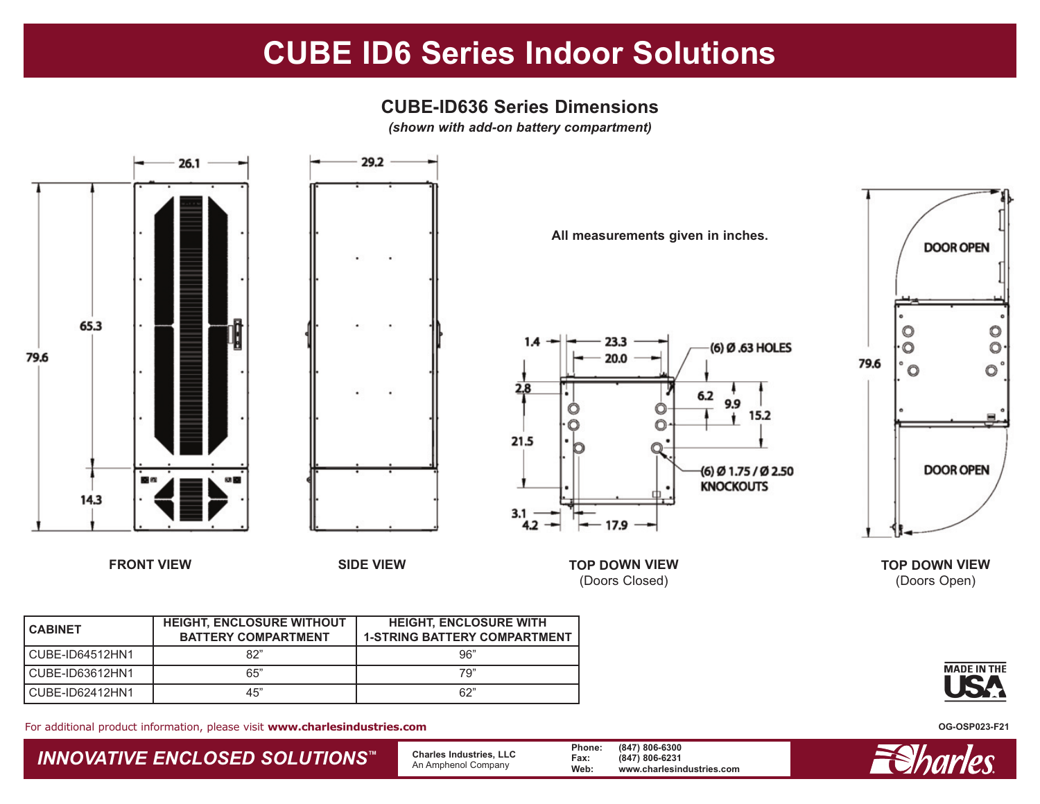# CUBE ID6 Series Indoor Solutions

## CUBE-ID636 Series Dimensions

*(shown with add-on battery compartment)*

26.1

65.3

79.6

14.3

FRONT VIEW

29.2

SIDE VIEW

All measurements given in inches.

1.4

23.3

20.0

(6) Ø .63 HOLES

2.8

6.2

9.9

15.2

21.5

(6) Ø 1.75 / Ø 2.50 KNOCKOUTS

3.1

4.2

17.9

TOP DOWN VIEW (Doors Closed)

79.6

DOOR OPEN

DOOR OPEN

TOP DOWN VIEW (Doors Open)

| CABINET | HEIGHT, ENCLOSURE WITHOUT BATTERY COMPARTMENT | HEIGHT, ENCLOSURE WITH 1-STRING BATTERY COMPARTMENT |
|---|---|---|
| CUBE-ID64512HN1 | 82" | 96" |
| CUBE-ID63612HN1 | 65" | 79" |
| CUBE-ID62412HN1 | 45" | 62" |

MADE IN THE USA

For additional product information, please visit **www.charlesindustries.com**

OG-OSP023-F21

*INNOVATIVE ENCLOSED SOLUTIONS™*

**Charles Industries, LLC**
An Amphenol Company

**Phone:** (847) 806-6300
**Fax:** (847) 806-6231
**Web:** www.charlesindustries.com

Charles